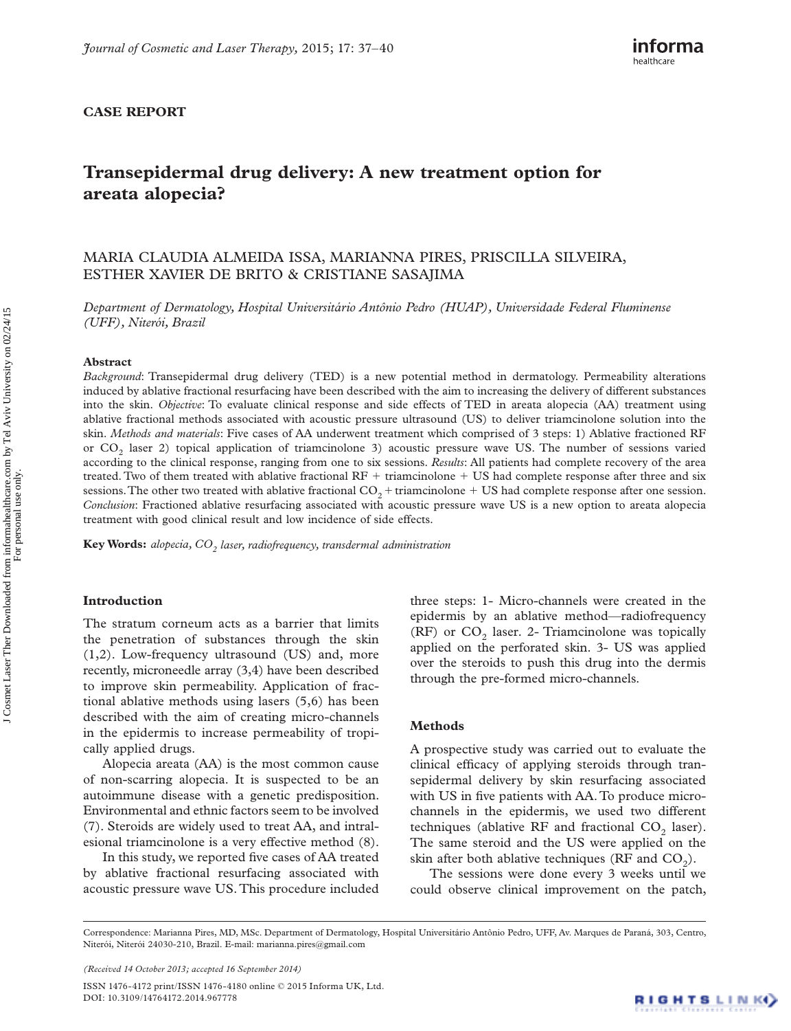CASE REPORT

# Transepidermal drug delivery: A new treatment option for areata alopecia?

MARIA CLAUDIA ALMEIDA ISSA, MARIANNA PIRES, PRISCILLA SILVEIRA, ESTHER XAVIER DE BRITO & CRISTIANE SASAJIMA

*Department of Dermatology, Hospital Universitário Antônio Pedro (HUAP), Universidade Federal Fluminense (UFF), Niterói, Brazil*

### Abstract

*Background*: Transepidermal drug delivery (TED) is a new potential method in dermatology. Permeability alterations induced by ablative fractional resurfacing have been described with the aim to increasing the delivery of different substances into the skin. *Objective*: To evaluate clinical response and side effects of TED in areata alopecia (AA) treatment using ablative fractional methods associated with acoustic pressure ultrasound (US) to deliver triamcinolone solution into the skin. *Methods and materials*: Five cases of AA underwent treatment which comprised of 3 steps: 1) Ablative fractioned RF or $CO_2$ laser 2) topical application of triamcinolone 3) acoustic pressure wave US. The number of sessions varied according to the clinical response, ranging from one to six sessions. *Results*: All patients had complete recovery of the area treated. Two of them treated with ablative fractional RF + triamcinolone + US had complete response after three and six sessions. The other two treated with ablative fractional $CO_2$ + triamcinolone + US had complete response after one session. *Conclusion*: Fractioned ablative resurfacing associated with acoustic pressure wave US is a new option to areata alopecia treatment with good clinical result and low incidence of side effects.

**Key Words:** *alopecia, $CO_2$ laser, radiofrequency, transdermal administration*

## Introduction

The stratum corneum acts as a barrier that limits the penetration of substances through the skin (1,2). Low-frequency ultrasound (US) and, more recently, microneedle array (3,4) have been described to improve skin permeability. Application of fractional ablative methods using lasers (5,6) has been described with the aim of creating micro-channels in the epidermis to increase permeability of tropically applied drugs.

Alopecia areata (AA) is the most common cause of non-scarring alopecia. It is suspected to be an autoimmune disease with a genetic predisposition. Environmental and ethnic factors seem to be involved (7). Steroids are widely used to treat AA, and intralesional triamcinolone is a very effective method (8).

In this study, we reported five cases of AA treated by ablative fractional resurfacing associated with acoustic pressure wave US. This procedure included three steps: 1- Micro-channels were created in the epidermis by an ablative method—radiofrequency (RF) or $CO_2$ laser. 2- Triamcinolone was topically applied on the perforated skin. 3- US was applied over the steroids to push this drug into the dermis through the pre-formed micro-channels.

## Methods

A prospective study was carried out to evaluate the clinical efficacy of applying steroids through transepidermal delivery by skin resurfacing associated with US in five patients with AA. To produce micro-channels in the epidermis, we used two different techniques (ablative RF and fractional $CO_2$ laser). The same steroid and the US were applied on the skin after both ablative techniques (RF and $CO_2$).

The sessions were done every 3 weeks until we could observe clinical improvement on the patch,

Correspondence: Marianna Pires, MD, MSc. Department of Dermatology, Hospital Universitário Antônio Pedro, UFF, Av. Marques de Paraná, 303, Centro, Niterói, Niterói 24030-210, Brazil. E-mail: marianna.pires@gmail.com

*(Received 14 October 2013; accepted 16 September 2014)*

ISSN 1476-4172 print/ISSN 1476-4180 online © 2015 Informa UK, Ltd.
DOI: 10.3109/14764172.2014.967778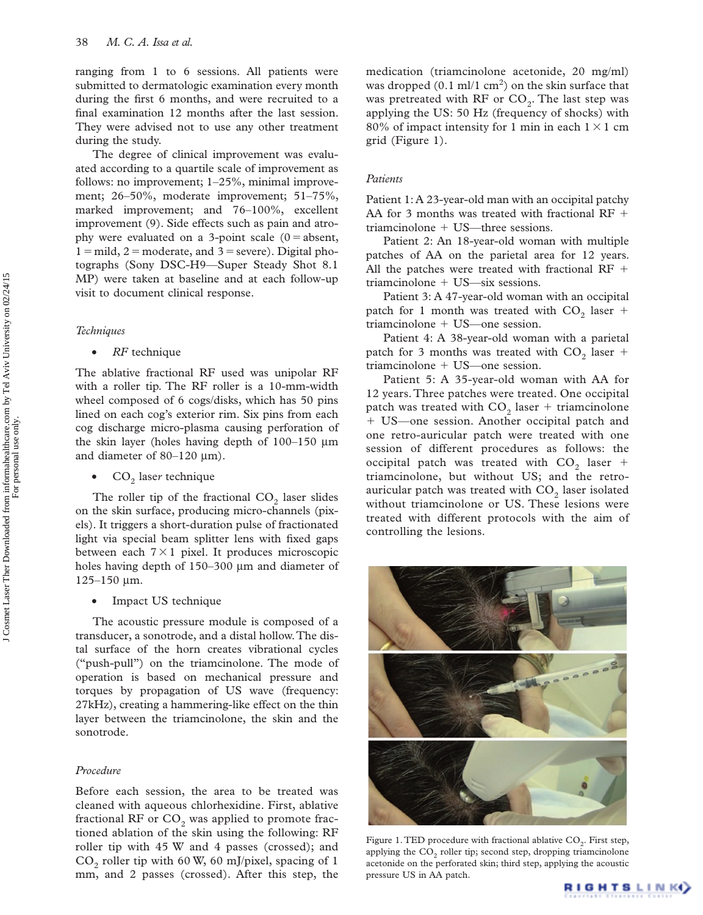ranging from 1 to 6 sessions. All patients were submitted to dermatologic examination every month during the first 6 months, and were recruited to a final examination 12 months after the last session. They were advised not to use any other treatment during the study.

The degree of clinical improvement was evaluated according to a quartile scale of improvement as follows: no improvement; 1–25%, minimal improvement; 26–50%, moderate improvement; 51–75%, marked improvement; and 76–100%, excellent improvement (9). Side effects such as pain and atrophy were evaluated on a 3-point scale (0 = absent, 1 = mild, 2 = moderate, and 3 = severe). Digital photographs (Sony DSC-H9—Super Steady Shot 8.1 MP) were taken at baseline and at each follow-up visit to document clinical response.

### *Techniques*

- *RF* technique

The ablative fractional RF used was unipolar RF with a roller tip. The RF roller is a 10-mm-width wheel composed of 6 cogs/disks, which has 50 pins lined on each cog's exterior rim. Six pins from each cog discharge micro-plasma causing perforation of the skin layer (holes having depth of 100–150 μm and diameter of 80–120 μm).

- $CO_2$ laser technique

The roller tip of the fractional $CO_2$ laser slides on the skin surface, producing micro-channels (pixels). It triggers a short-duration pulse of fractionated light via special beam splitter lens with fixed gaps between each $7 \times 1$ pixel. It produces microscopic holes having depth of 150–300 μm and diameter of 125–150 μm.

- Impact US technique

The acoustic pressure module is composed of a transducer, a sonotrode, and a distal hollow. The distal surface of the horn creates vibrational cycles ("push-pull") on the triamcinolone. The mode of operation is based on mechanical pressure and torques by propagation of US wave (frequency: 27kHz), creating a hammering-like effect on the thin layer between the triamcinolone, the skin and the sonotrode.

### *Procedure*

Before each session, the area to be treated was cleaned with aqueous chlorhexidine. First, ablative fractional RF or $CO_2$ was applied to promote fractioned ablation of the skin using the following: RF roller tip with 45 W and 4 passes (crossed); and $CO_2$ roller tip with 60 W, 60 mJ/pixel, spacing of 1 mm, and 2 passes (crossed). After this step, the medication (triamcinolone acetonide, 20 mg/ml) was dropped (0.1 ml/1 $cm^2$) on the skin surface that was pretreated with RF or $CO_2$. The last step was applying the US: 50 Hz (frequency of shocks) with 80% of impact intensity for 1 min in each $1 \times 1$ cm grid (Figure 1).

### *Patients*

Patient 1: A 23-year-old man with an occipital patchy AA for 3 months was treated with fractional RF + triamcinolone + US—three sessions.

Patient 2: An 18-year-old woman with multiple patches of AA on the parietal area for 12 years. All the patches were treated with fractional RF + triamcinolone + US—six sessions.

Patient 3: A 47-year-old woman with an occipital patch for 1 month was treated with $CO_2$ laser + triamcinolone + US—one session.

Patient 4: A 38-year-old woman with a parietal patch for 3 months was treated with $CO_2$ laser + triamcinolone + US—one session.

Patient 5: A 35-year-old woman with AA for 12 years. Three patches were treated. One occipital patch was treated with $CO_2$ laser + triamcinolone + US—one session. Another occipital patch and one retro-auricular patch were treated with one session of different procedures as follows: the occipital patch was treated with $CO_2$ laser + triamcinolone, but without US; and the retro-auricular patch was treated with $CO_2$ laser isolated without triamcinolone or US. These lesions were treated with different protocols with the aim of controlling the lesions.

Figure 1. TED procedure with fractional ablative $CO_2$. First step, applying the $CO_2$ roller tip; second step, dropping triamcinolone acetonide on the perforated skin; third step, applying the acoustic pressure US in AA patch.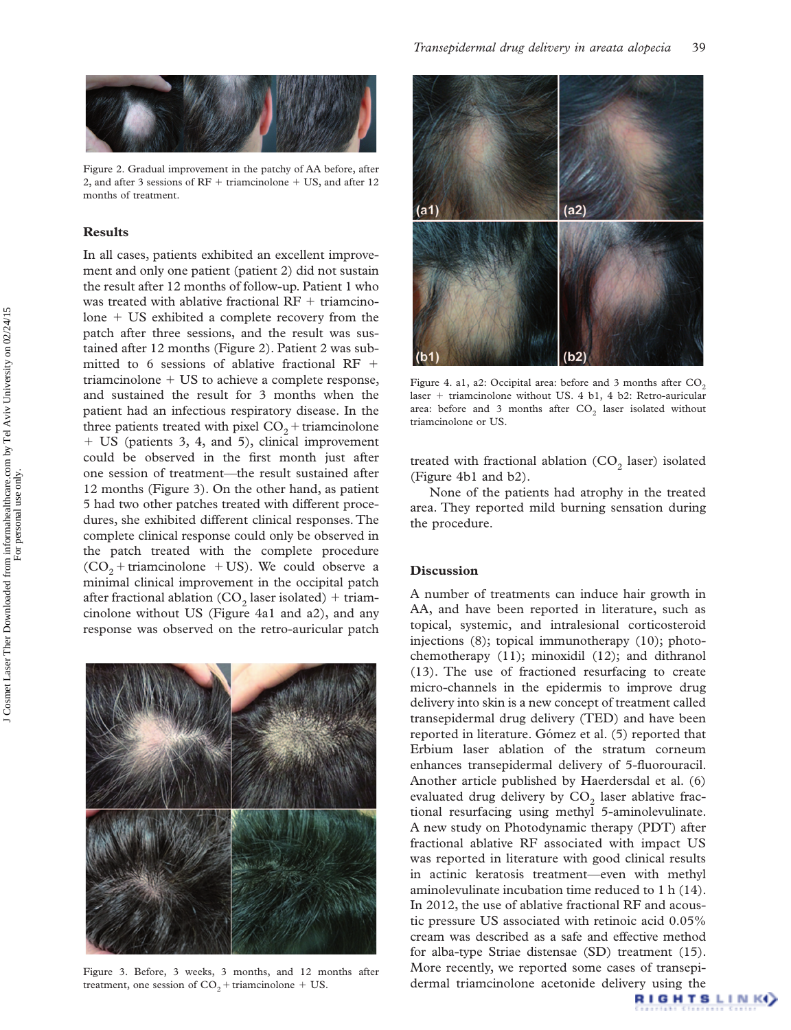Figure 2. Gradual improvement in the patchy of AA before, after 2, and after 3 sessions of RF + triamcinolone + US, and after 12 months of treatment.

## Results

In all cases, patients exhibited an excellent improvement and only one patient (patient 2) did not sustain the result after 12 months of follow-up. Patient 1 who was treated with ablative fractional RF + triamcinolone + US exhibited a complete recovery from the patch after three sessions, and the result was sustained after 12 months (Figure 2). Patient 2 was submitted to 6 sessions of ablative fractional RF + triamcinolone + US to achieve a complete response, and sustained the result for 3 months when the patient had an infectious respiratory disease. In the three patients treated with pixel $CO_2$ + triamcinolone + US (patients 3, 4, and 5), clinical improvement could be observed in the first month just after one session of treatment—the result sustained after 12 months (Figure 3). On the other hand, as patient 5 had two other patches treated with different procedures, she exhibited different clinical responses. The complete clinical response could only be observed in the patch treated with the complete procedure ($CO_2$ + triamcinolone + US). We could observe a minimal clinical improvement in the occipital patch after fractional ablation ($CO_2$ laser isolated) + triamcinolone without US (Figure 4a1 and a2), and any response was observed on the retro-auricular patch treated with fractional ablation ($CO_2$ laser) isolated (Figure 4b1 and b2).

None of the patients had atrophy in the treated area. They reported mild burning sensation during the procedure.

Figure 3. Before, 3 weeks, 3 months, and 12 months after treatment, one session of $CO_2$ + triamcinolone + US.

Figure 4. a1, a2: Occipital area: before and 3 months after $CO_2$ laser + triamcinolone without US. 4 b1, 4 b2: Retro-auricular area: before and 3 months after $CO_2$ laser isolated without triamcinolone or US.

## Discussion

A number of treatments can induce hair growth in AA, and have been reported in literature, such as topical, systemic, and intralesional corticosteroid injections (8); topical immunotherapy (10); photochemotherapy (11); minoxidil (12); and dithranol (13). The use of fractioned resurfacing to create micro-channels in the epidermis to improve drug delivery into skin is a new concept of treatment called transepidermal drug delivery (TED) and have been reported in literature. Gómez et al. (5) reported that Erbium laser ablation of the stratum corneum enhances transepidermal delivery of 5-fluorouracil. Another article published by Haerdersdal et al. (6) evaluated drug delivery by $CO_2$ laser ablative fractional resurfacing using methyl 5-aminolevulinate. A new study on Photodynamic therapy (PDT) after fractional ablative RF associated with impact US was reported in literature with good clinical results in actinic keratosis treatment—even with methyl aminolevulinate incubation time reduced to 1 h (14). In 2012, the use of ablative fractional RF and acoustic pressure US associated with retinoic acid 0.05% cream was described as a safe and effective method for alba-type Striae distensae (SD) treatment (15). More recently, we reported some cases of transepidermal triamcinolone acetonide delivery using the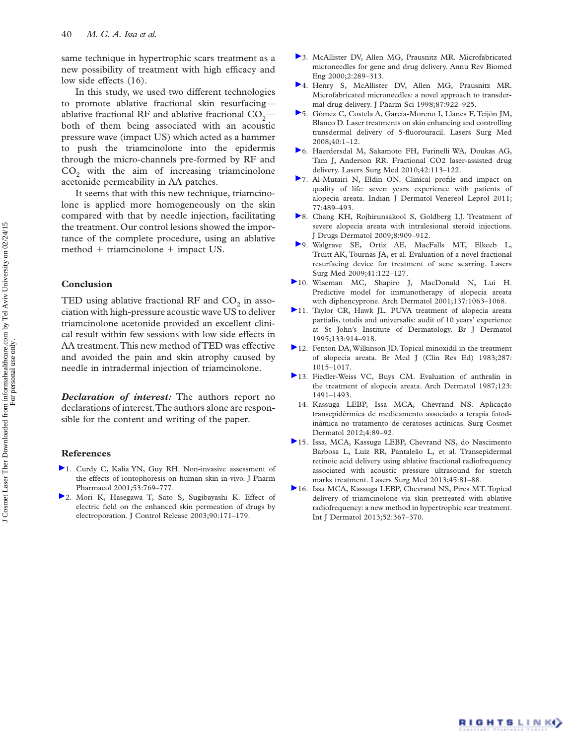same technique in hypertrophic scars treatment as a new possibility of treatment with high efficacy and low side effects (16).

In this study, we used two different technologies to promote ablative fractional skin resurfacing—ablative fractional RF and ablative fractional $CO_2$—both of them being associated with an acoustic pressure wave (impact US) which acted as a hammer to push the triamcinolone into the epidermis through the micro-channels pre-formed by RF and $CO_2$ with the aim of increasing triamcinolone acetonide permeability in AA patches.

It seems that with this new technique, triamcinolone is applied more homogeneously on the skin compared with that by needle injection, facilitating the treatment. Our control lesions showed the importance of the complete procedure, using an ablative method + triamcinolone + impact US.

## Conclusion

TED using ablative fractional RF and $CO_2$ in association with high-pressure acoustic wave US to deliver triamcinolone acetonide provided an excellent clinical result within few sessions with low side effects in AA treatment. This new method of TED was effective and avoided the pain and skin atrophy caused by needle in intradermal injection of triamcinolone.

***Declaration of interest:*** The authors report no declarations of interest. The authors alone are responsible for the content and writing of the paper.

## References

1. Curdy C, Kalia YN, Guy RH. Non-invasive assessment of the effects of iontophoresis on human skin in-vivo. J Pharm Pharmacol 2001;53:769–777.
2. Mori K, Hasegawa T, Sato S, Sugibayashi K. Effect of electric field on the enhanced skin permeation of drugs by electroporation. J Control Release 2003;90:171–179.
3. McAllister DV, Allen MG, Prausnitz MR. Microfabricated microneedles for gene and drug delivery. Annu Rev Biomed Eng 2000;2:289–313.
4. Henry S, McAllister DV, Allen MG, Prausnitz MR. Microfabricated microneedles: a novel approach to transdermal drug delivery. J Pharm Sci 1998;87:922–925.
5. Gómez C, Costela A, García-Moreno I, Llanes F, Teijón JM, Blanco D. Laser treatments on skin enhancing and controlling transdermal delivery of 5-fluorouracil. Lasers Surg Med 2008;40:1–12.
6. Haerdersdal M, Sakamoto FH, Farinelli WA, Doukas AG, Tam J, Anderson RR. Fractional CO2 laser-assisted drug delivery. Lasers Surg Med 2010;42:113–122.
7. Al-Mutairi N, Eldin ON. Clinical profile and impact on quality of life: seven years experience with patients of alopecia areata. Indian J Dermatol Venereol Leprol 2011;77:489–493.
8. Chang KH, Rojhirunsakool S, Goldberg LJ. Treatment of severe alopecia areata with intralesional steroid injections. J Drugs Dermatol 2009;8:909–912.
9. Walgrave SE, Ortiz AE, MacFalls MT, Elkeeb L, Truitt AK, Tournas JA, et al. Evaluation of a novel fractional resurfacing device for treatment of acne scarring. Lasers Surg Med 2009;41:122–127.
10. Wiseman MC, Shapiro J, MacDonald N, Lui H. Predictive model for immunotherapy of alopecia areata with diphencyprone. Arch Dermatol 2001;137:1063–1068.
11. Taylor CR, Hawk JL. PUVA treatment of alopecia areata partialis, totalis and universalis: audit of 10 years' experience at St John's Institute of Dermatology. Br J Dermatol 1995;133:914–918.
12. Fenton DA, Wilkinson JD. Topical minoxidil in the treatment of alopecia areata. Br Med J (Clin Res Ed) 1983;287:1015–1017.
13. Fiedler-Weiss VC, Buys CM. Evaluation of anthralin in the treatment of alopecia areata. Arch Dermatol 1987;123:1491–1493.
14. Kassuga LEBP, Issa MCA, Chevrand NS. Aplicação transepidérmica de medicamento associado a terapia fotodinâmica no tratamento de ceratoses actínicas. Surg Cosmet Dermatol 2012;4:89–92.
15. Issa, MCA, Kassuga LEBP, Chevrand NS, do Nascimento Barbosa L, Luiz RR, Pantaleão L, et al. Transepidermal retinoic acid delivery using ablative fractional radiofrequency associated with acoustic pressure ultrasound for stretch marks treatment. Lasers Surg Med 2013;45:81–88.
16. Issa MCA, Kassuga LEBP, Chevrand NS, Pires MT. Topical delivery of triamcinolone via skin pretreated with ablative radiofrequency: a new method in hypertrophic scar treatment. Int J Dermatol 2013;52:367–370.